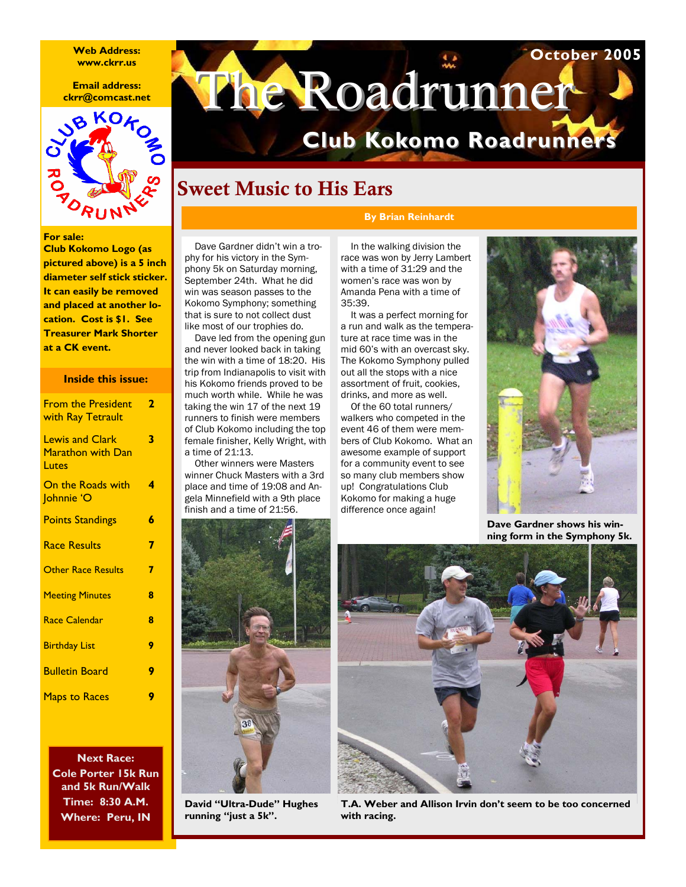# The Roadrunner

## Club Kokomo Roadrunners

October 2005

Web Address: www.ckrr.us

Email address: ckrr@comcast.net

**For sale:**
**Club Kokomo Logo (as pictured above) is a 5 inch diameter self stick sticker. It can easily be removed and placed at another location. Cost is $1. See Treasurer Mark Shorter at a CK event.**

### Inside this issue:

| | |
|---|---|
| From the President with Ray Tetrault | 2 |
| Lewis and Clark Marathon with Dan Lutes | 3 |
| On the Roads with Johnnie 'O | 4 |
| Points Standings | 6 |
| Race Results | 7 |
| Other Race Results | 7 |
| Meeting Minutes | 8 |
| Race Calendar | 8 |
| Birthday List | 9 |
| Bulletin Board | 9 |
| Maps to Races | 9 |

**Next Race:**
**Cole Porter 15k Run and 5k Run/Walk**
**Time: 8:30 A.M.**
**Where: Peru, IN**

## Sweet Music to His Ears

**By Brian Reinhardt**

Dave Gardner didn't win a trophy for his victory in the Symphony 5k on Saturday morning, September 24th. What he did win was season passes to the Kokomo Symphony; something that is sure to not collect dust like most of our trophies do.

Dave led from the opening gun and never looked back in taking the win with a time of 18:20. His trip from Indianapolis to visit with his Kokomo friends proved to be much worth while. While he was taking the win 17 of the next 19 runners to finish were members of Club Kokomo including the top female finisher, Kelly Wright, with a time of 21:13.

Other winners were Masters winner Chuck Masters with a 3rd place and time of 19:08 and Angela Minnefield with a 9th place finish and a time of 21:56.

In the walking division the race was won by Jerry Lambert with a time of 31:29 and the women's race was won by Amanda Pena with a time of 35:39.

It was a perfect morning for a run and walk as the temperature at race time was in the mid 60's with an overcast sky. The Kokomo Symphony pulled out all the stops with a nice assortment of fruit, cookies, drinks, and more as well.

Of the 60 total runners/walkers who competed in the event 46 of them were members of Club Kokomo. What an awesome example of support for a community event to see so many club members show up! Congratulations Club Kokomo for making a huge difference once again!

**Dave Gardner shows his winning form in the Symphony 5k.**

**David "Ultra-Dude" Hughes running "just a 5k".**

**T.A. Weber and Allison Irvin don't seem to be too concerned with racing.**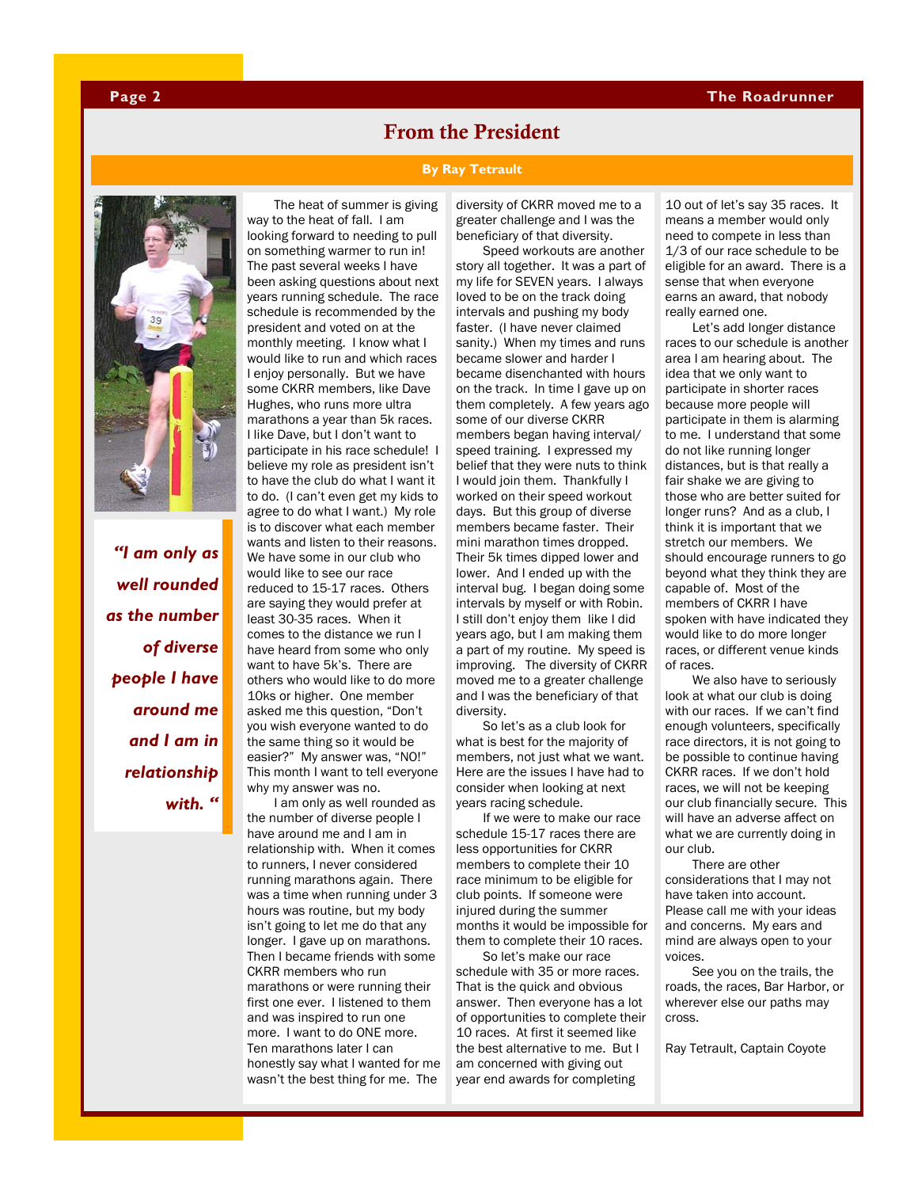## From the President

**By Ray Tetrault**

> ***"I am only as well rounded as the number of diverse people I have around me and I am in relationship with. "***

The heat of summer is giving way to the heat of fall. I am looking forward to needing to pull on something warmer to run in! The past several weeks I have been asking questions about next years running schedule. The race schedule is recommended by the president and voted on at the monthly meeting. I know what I would like to run and which races I enjoy personally. But we have some CKRR members, like Dave Hughes, who runs more ultra marathons a year than 5k races. I like Dave, but I don't want to participate in his race schedule! I believe my role as president isn't to have the club do what I want it to do. (I can't even get my kids to agree to do what I want.) My role is to discover what each member wants and listen to their reasons. We have some in our club who would like to see our race reduced to 15-17 races. Others are saying they would prefer at least 30-35 races. When it comes to the distance we run I have heard from some who only want to have 5k's. There are others who would like to do more 10ks or higher. One member asked me this question, "Don't you wish everyone wanted to do the same thing so it would be easier?" My answer was, "NO!" This month I want to tell everyone why my answer was no.

I am only as well rounded as the number of diverse people I have around me and I am in relationship with. When it comes to runners, I never considered running marathons again. There was a time when running under 3 hours was routine, but my body isn't going to let me do that any longer. I gave up on marathons. Then I became friends with some CKRR members who run marathons or were running their first one ever. I listened to them and was inspired to run one more. I want to do ONE more. Ten marathons later I can honestly say what I wanted for me wasn't the best thing for me. The diversity of CKRR moved me to a greater challenge and I was the beneficiary of that diversity.

Speed workouts are another story all together. It was a part of my life for SEVEN years. I always loved to be on the track doing intervals and pushing my body faster. (I have never claimed sanity.) When my times and runs became slower and harder I became disenchanted with hours on the track. In time I gave up on them completely. A few years ago some of our diverse CKRR members began having interval/ speed training. I expressed my belief that they were nuts to think I would join them. Thankfully I worked on their speed workout days. But this group of diverse members became faster. Their mini marathon times dropped. Their 5k times dipped lower and lower. And I ended up with the interval bug. I began doing some intervals by myself or with Robin. I still don't enjoy them like I did years ago, but I am making them a part of my routine. My speed is improving. The diversity of CKRR moved me to a greater challenge and I was the beneficiary of that diversity.

So let's as a club look for what is best for the majority of members, not just what we want. Here are the issues I have had to consider when looking at next years racing schedule.

If we were to make our race schedule 15-17 races there are less opportunities for CKRR members to complete their 10 race minimum to be eligible for club points. If someone were injured during the summer months it would be impossible for them to complete their 10 races.

So let's make our race schedule with 35 or more races. That is the quick and obvious answer. Then everyone has a lot of opportunities to complete their 10 races. At first it seemed like the best alternative to me. But I am concerned with giving out year end awards for completing 10 out of let's say 35 races. It means a member would only need to compete in less than 1/3 of our race schedule to be eligible for an award. There is a sense that when everyone earns an award, that nobody really earned one.

Let's add longer distance races to our schedule is another area I am hearing about. The idea that we only want to participate in shorter races because more people will participate in them is alarming to me. I understand that some do not like running longer distances, but is that really a fair shake we are giving to those who are better suited for longer runs? And as a club, I think it is important that we stretch our members. We should encourage runners to go beyond what they think they are capable of. Most of the members of CKRR I have spoken with have indicated they would like to do more longer races, or different venue kinds of races.

We also have to seriously look at what our club is doing with our races. If we can't find enough volunteers, specifically race directors, it is not going to be possible to continue having CKRR races. If we don't hold races, we will not be keeping our club financially secure. This will have an adverse affect on what we are currently doing in our club.

There are other considerations that I may not have taken into account. Please call me with your ideas and concerns. My ears and mind are always open to your voices.

See you on the trails, the roads, the races, Bar Harbor, or wherever else our paths may cross.

Ray Tetrault, Captain Coyote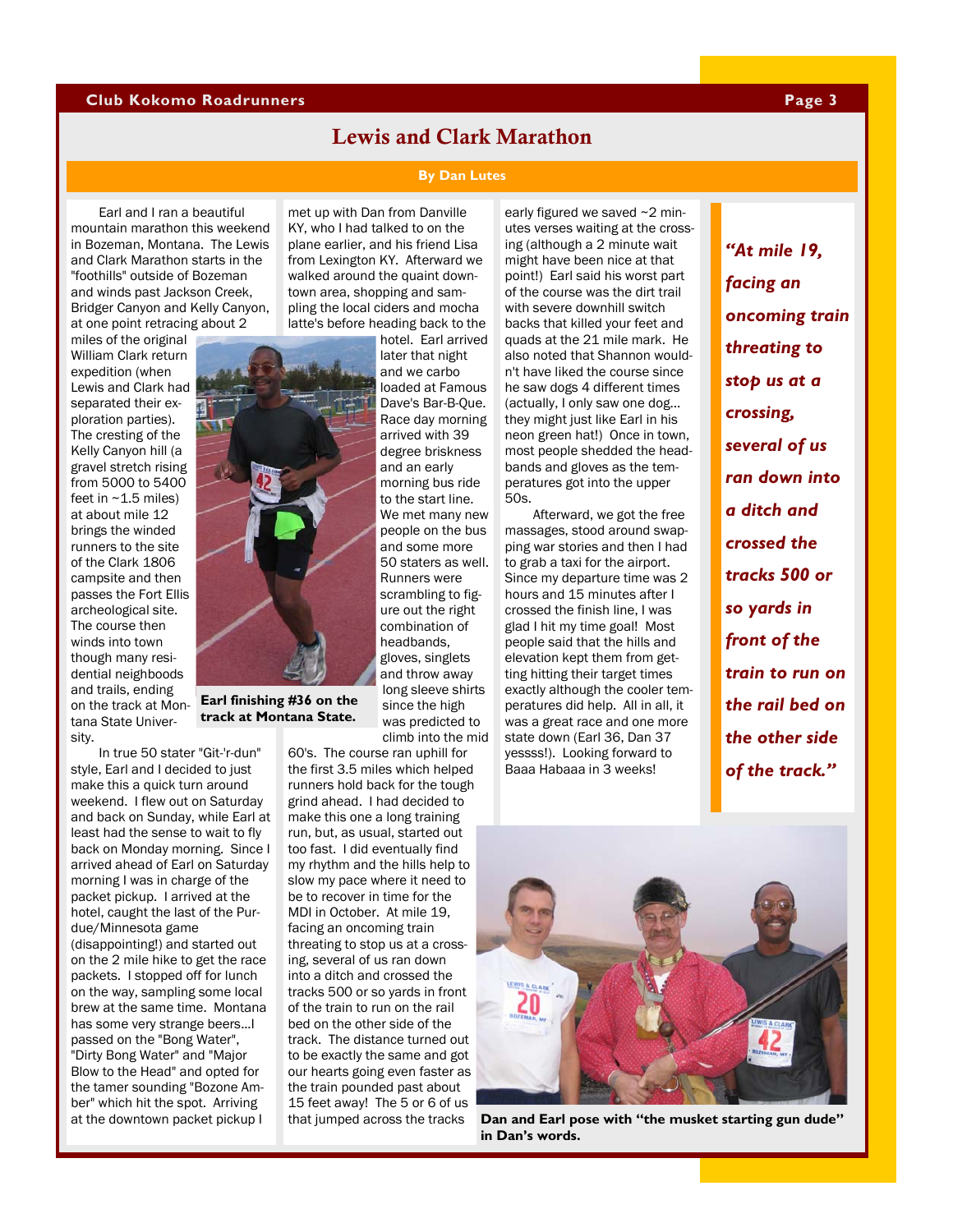# Lewis and Clark Marathon

**By Dan Lutes**

Earl and I ran a beautiful mountain marathon this weekend in Bozeman, Montana. The Lewis and Clark Marathon starts in the "foothills" outside of Bozeman and winds past Jackson Creek, Bridger Canyon and Kelly Canyon, at one point retracing about 2 miles of the original William Clark return expedition (when Lewis and Clark had separated their exploration parties). The cresting of the Kelly Canyon hill (a gravel stretch rising from 5000 to 5400 feet in ~1.5 miles) at about mile 12 brings the winded runners to the site of the Clark 1806 campsite and then passes the Fort Ellis archeological site. The course then winds into town though many residential neighboods and trails, ending on the track at Montana State University.

**Earl finishing #36 on the track at Montana State.**

In true 50 stater "Git-'r-dun" style, Earl and I decided to just make this a quick turn around weekend. I flew out on Saturday and back on Sunday, while Earl at least had the sense to wait to fly back on Monday morning. Since I arrived ahead of Earl on Saturday morning I was in charge of the packet pickup. I arrived at the hotel, caught the last of the Purdue/Minnesota game (disappointing!) and started out on the 2 mile hike to get the race packets. I stopped off for lunch on the way, sampling some local brew at the same time. Montana has some very strange beers...I passed on the "Bong Water", "Dirty Bong Water" and "Major Blow to the Head" and opted for the tamer sounding "Bozone Amber" which hit the spot. Arriving at the downtown packet pickup I met up with Dan from Danville KY, who I had talked to on the plane earlier, and his friend Lisa from Lexington KY. Afterward we walked around the quaint downtown area, shopping and sampling the local ciders and mocha latte's before heading back to the hotel. Earl arrived later that night and we carbo loaded at Famous Dave's Bar-B-Que. Race day morning arrived with 39 degree briskness and an early morning bus ride to the start line. We met many new people on the bus and some more 50 staters as well. Runners were scrambling to figure out the right combination of headbands, gloves, singlets and throw away long sleeve shirts since the high was predicted to climb into the mid 60's. The course ran uphill for the first 3.5 miles which helped runners hold back for the tough grind ahead. I had decided to make this one a long training run, but, as usual, started out too fast. I did eventually find my rhythm and the hills help to slow my pace where it need to be to recover in time for the MDI in October. At mile 19, facing an oncoming train threating to stop us at a crossing, several of us ran down into a ditch and crossed the tracks 500 or so yards in front of the train to run on the rail bed on the other side of the track. The distance turned out to be exactly the same and got our hearts going even faster as the train pounded past about 15 feet away! The 5 or 6 of us that jumped across the tracks early figured we saved ~2 minutes verses waiting at the crossing (although a 2 minute wait might have been nice at that point!) Earl said his worst part of the course was the dirt trail with severe downhill switch backs that killed your feet and quads at the 21 mile mark. He also noted that Shannon wouldn't have liked the course since he saw dogs 4 different times (actually, I only saw one dog... they might just like Earl in his neon green hat!) Once in town, most people shedded the headbands and gloves as the temperatures got into the upper 50s.

Afterward, we got the free massages, stood around swapping war stories and then I had to grab a taxi for the airport. Since my departure time was 2 hours and 15 minutes after I crossed the finish line, I was glad I hit my time goal! Most people said that the hills and elevation kept them from getting hitting their target times exactly although the cooler temperatures did help. All in all, it was a great race and one more state down (Earl 36, Dan 37 yessss!). Looking forward to Baaa Habaaa in 3 weeks!

> ***"At mile 19, facing an oncoming train threating to stop us at a crossing, several of us ran down into a ditch and crossed the tracks 500 or so yards in front of the train to run on the rail bed on the other side of the track."***

**Dan and Earl pose with "the musket starting gun dude" in Dan's words.**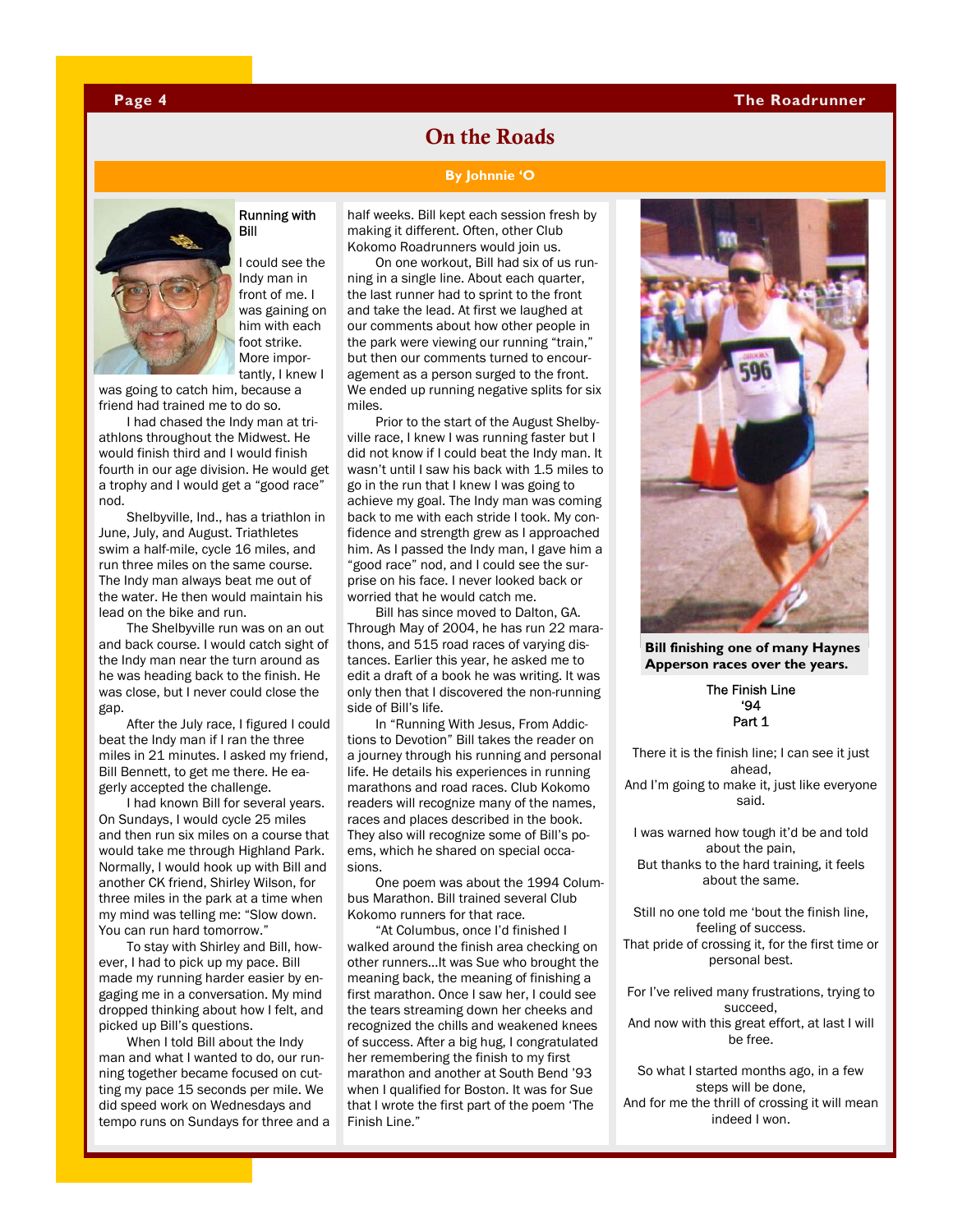# On the Roads

**By Johnnie 'O**

## Running with Bill

I could see the Indy man in front of me. I was gaining on him with each foot strike. More importantly, I knew I was going to catch him, because a friend had trained me to do so.

I had chased the Indy man at triathlons throughout the Midwest. He would finish third and I would finish fourth in our age division. He would get a trophy and I would get a "good race" nod.

Shelbyville, Ind., has a triathlon in June, July, and August. Triathletes swim a half-mile, cycle 16 miles, and run three miles on the same course. The Indy man always beat me out of the water. He then would maintain his lead on the bike and run.

The Shelbyville run was on an out and back course. I would catch sight of the Indy man near the turn around as he was heading back to the finish. He was close, but I never could close the gap.

After the July race, I figured I could beat the Indy man if I ran the three miles in 21 minutes. I asked my friend, Bill Bennett, to get me there. He eagerly accepted the challenge.

I had known Bill for several years. On Sundays, I would cycle 25 miles and then run six miles on a course that would take me through Highland Park. Normally, I would hook up with Bill and another CK friend, Shirley Wilson, for three miles in the park at a time when my mind was telling me: "Slow down. You can run hard tomorrow."

To stay with Shirley and Bill, however, I had to pick up my pace. Bill made my running harder easier by engaging me in a conversation. My mind dropped thinking about how I felt, and picked up Bill's questions.

When I told Bill about the Indy man and what I wanted to do, our running together became focused on cutting my pace 15 seconds per mile. We did speed work on Wednesdays and tempo runs on Sundays for three and a half weeks. Bill kept each session fresh by making it different. Often, other Club Kokomo Roadrunners would join us.

On one workout, Bill had six of us running in a single line. About each quarter, the last runner had to sprint to the front and take the lead. At first we laughed at our comments about how other people in the park were viewing our running "train," but then our comments turned to encouragement as a person surged to the front. We ended up running negative splits for six miles.

Prior to the start of the August Shelbyville race, I knew I was running faster but I did not know if I could beat the Indy man. It wasn't until I saw his back with 1.5 miles to go in the run that I knew I was going to achieve my goal. The Indy man was coming back to me with each stride I took. My confidence and strength grew as I approached him. As I passed the Indy man, I gave him a "good race" nod, and I could see the surprise on his face. I never looked back or worried that he would catch me.

Bill has since moved to Dalton, GA. Through May of 2004, he has run 22 marathons, and 515 road races of varying distances. Earlier this year, he asked me to edit a draft of a book he was writing. It was only then that I discovered the non-running side of Bill's life.

In "Running With Jesus, From Addictions to Devotion" Bill takes the reader on a journey through his running and personal life. He details his experiences in running marathons and road races. Club Kokomo readers will recognize many of the names, races and places described in the book. They also will recognize some of Bill's poems, which he shared on special occasions.

One poem was about the 1994 Columbus Marathon. Bill trained several Club Kokomo runners for that race.

"At Columbus, once I'd finished I walked around the finish area checking on other runners…It was Sue who brought the meaning back, the meaning of finishing a first marathon. Once I saw her, I could see the tears streaming down her cheeks and recognized the chills and weakened knees of success. After a big hug, I congratulated her remembering the finish to my first marathon and another at South Bend '93 when I qualified for Boston. It was for Sue that I wrote the first part of the poem 'The Finish Line."

**Bill finishing one of many Haynes Apperson races over the years.**

### The Finish Line
### '94
### Part 1

There it is the finish line; I can see it just ahead,
And I'm going to make it, just like everyone said.

I was warned how tough it'd be and told about the pain,
But thanks to the hard training, it feels about the same.

Still no one told me 'bout the finish line, feeling of success.
That pride of crossing it, for the first time or personal best.

For I've relived many frustrations, trying to succeed,
And now with this great effort, at last I will be free.

So what I started months ago, in a few steps will be done,
And for me the thrill of crossing it will mean indeed I won.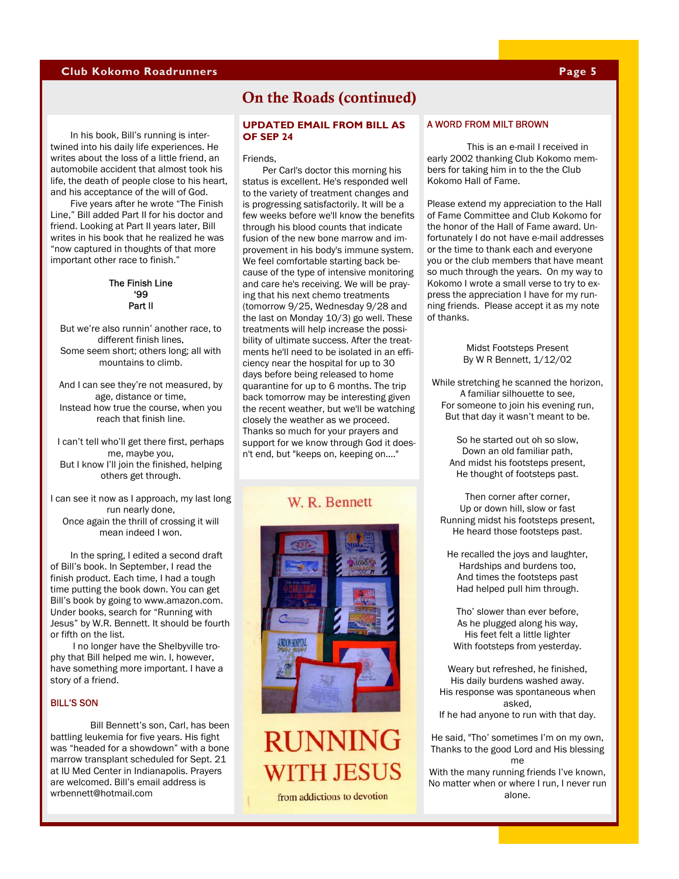## On the Roads (continued)

In his book, Bill's running is intertwined into his daily life experiences. He writes about the loss of a little friend, an automobile accident that almost took his life, the death of people close to his heart, and his acceptance of the will of God.

Five years after he wrote "The Finish Line," Bill added Part II for his doctor and friend. Looking at Part II years later, Bill writes in his book that he realized he was "now captured in thoughts of that more important other race to finish."

**The Finish Line**
**'99**
**Part II**

But we're also runnin' another race, to different finish lines,
Some seem short; others long; all with mountains to climb.

And I can see they're not measured, by age, distance or time,
Instead how true the course, when you reach that finish line.

I can't tell who'll get there first, perhaps me, maybe you,
But I know I'll join the finished, helping others get through.

I can see it now as I approach, my last long run nearly done,
Once again the thrill of crossing it will mean indeed I won.

In the spring, I edited a second draft of Bill's book. In September, I read the finish product. Each time, I had a tough time putting the book down. You can get Bill's book by going to www.amazon.com. Under books, search for "Running with Jesus" by W.R. Bennett. It should be fourth or fifth on the list.

I no longer have the Shelbyville trophy that Bill helped me win. I, however, have something more important. I have a story of a friend.

### BILL'S SON

Bill Bennett's son, Carl, has been battling leukemia for five years. His fight was "headed for a showdown" with a bone marrow transplant scheduled for Sept. 21 at IU Med Center in Indianapolis. Prayers are welcomed. Bill's email address is wrbennett@hotmail.com

### UPDATED EMAIL FROM BILL AS OF SEP 24

Friends,

Per Carl's doctor this morning his status is excellent. He's responded well to the variety of treatment changes and is progressing satisfactorily. It will be a few weeks before we'll know the benefits through his blood counts that indicate fusion of the new bone marrow and improvement in his body's immune system. We feel comfortable starting back because of the type of intensive monitoring and care he's receiving. We will be praying that his next chemo treatments (tomorrow 9/25, Wednesday 9/28 and the last on Monday 10/3) go well. These treatments will help increase the possibility of ultimate success. After the treatments he'll need to be isolated in an efficiency near the hospital for up to 30 days before being released to home quarantine for up to 6 months. The trip back tomorrow may be interesting given the recent weather, but we'll be watching closely the weather as we proceed. Thanks so much for your prayers and support for we know through God it doesn't end, but "keeps on, keeping on...."

W. R. Bennett

RUNNING WITH JESUS

from addictions to devotion

### A WORD FROM MILT BROWN

This is an e-mail I received in early 2002 thanking Club Kokomo members for taking him in to the the Club Kokomo Hall of Fame.

Please extend my appreciation to the Hall of Fame Committee and Club Kokomo for the honor of the Hall of Fame award. Unfortunately I do not have e-mail addresses or the time to thank each and everyone you or the club members that have meant so much through the years. On my way to Kokomo I wrote a small verse to try to express the appreciation I have for my running friends. Please accept it as my note of thanks.

Midst Footsteps Present
By W R Bennett, 1/12/02

While stretching he scanned the horizon,
A familiar silhouette to see,
For someone to join his evening run,
But that day it wasn't meant to be.

So he started out oh so slow,
Down an old familiar path,
And midst his footsteps present,
He thought of footsteps past.

Then corner after corner,
Up or down hill, slow or fast
Running midst his footsteps present,
He heard those footsteps past.

He recalled the joys and laughter,
Hardships and burdens too,
And times the footsteps past
Had helped pull him through.

Tho' slower than ever before,
As he plugged along his way,
His feet felt a little lighter
With footsteps from yesterday.

Weary but refreshed, he finished,
His daily burdens washed away.
His response was spontaneous when asked,
If he had anyone to run with that day.

He said, "Tho' sometimes I'm on my own,
Thanks to the good Lord and His blessing me
With the many running friends I've known,
No matter when or where I run, I never run alone.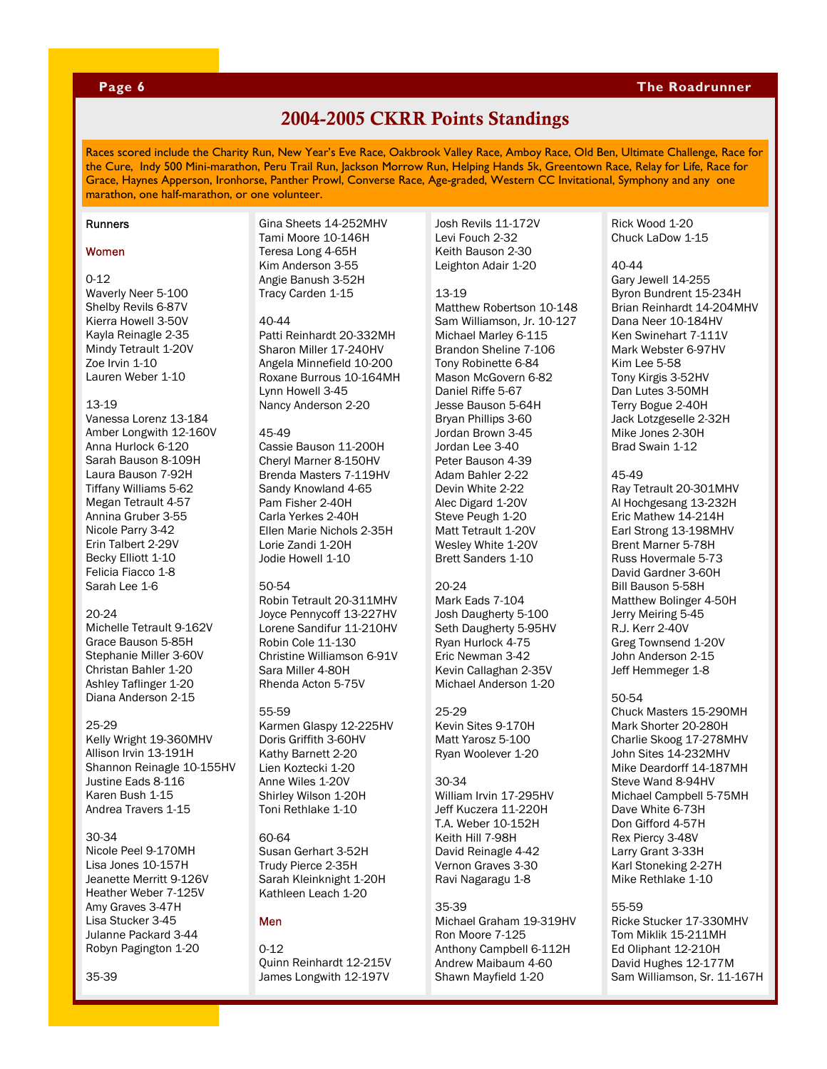## 2004-2005 CKRR Points Standings

Races scored include the Charity Run, New Year's Eve Race, Oakbrook Valley Race, Amboy Race, Old Ben, Ultimate Challenge, Race for the Cure, Indy 500 Mini-marathon, Peru Trail Run, Jackson Morrow Run, Helping Hands 5k, Greentown Race, Relay for Life, Race for Grace, Haynes Apperson, Ironhorse, Panther Prowl, Converse Race, Age-graded, Western CC Invitational, Symphony and any one marathon, one half-marathon, or one volunteer.

### Runners

#### Women

0-12
Waverly Neer 5-100
Shelby Revils 6-87V
Kierra Howell 3-50V
Kayla Reinagle 2-35
Mindy Tetrault 1-20V
Zoe Irvin 1-10
Lauren Weber 1-10

13-19
Vanessa Lorenz 13-184
Amber Longwith 12-160V
Anna Hurlock 6-120
Sarah Bauson 8-109H
Laura Bauson 7-92H
Tiffany Williams 5-62
Megan Tetrault 4-57
Annina Gruber 3-55
Nicole Parry 3-42
Erin Talbert 2-29V
Becky Elliott 1-10
Felicia Fiacco 1-8
Sarah Lee 1-6

20-24
Michelle Tetrault 9-162V
Grace Bauson 5-85H
Stephanie Miller 3-60V
Christan Bahler 1-20
Ashley Taflinger 1-20
Diana Anderson 2-15

25-29
Kelly Wright 19-360MHV
Allison Irvin 13-191H
Shannon Reinagle 10-155HV
Justine Eads 8-116
Karen Bush 1-15
Andrea Travers 1-15

30-34
Nicole Peel 9-170MH
Lisa Jones 10-157H
Jeanette Merritt 9-126V
Heather Weber 7-125V
Amy Graves 3-47H
Lisa Stucker 3-45
Julanne Packard 3-44
Robyn Pagington 1-20

35-39
Gina Sheets 14-252MHV
Tami Moore 10-146H
Teresa Long 4-65H
Kim Anderson 3-55
Angie Banush 3-52H
Tracy Carden 1-15

40-44
Patti Reinhardt 20-332MH
Sharon Miller 17-240HV
Angela Minnefield 10-200
Roxane Burrous 10-164MH
Lynn Howell 3-45
Nancy Anderson 2-20

45-49
Cassie Bauson 11-200H
Cheryl Marner 8-150HV
Brenda Masters 7-119HV
Sandy Knowland 4-65
Pam Fisher 2-40H
Carla Yerkes 2-40H
Ellen Marie Nichols 2-35H
Lorie Zandi 1-20H
Jodie Howell 1-10

50-54
Robin Tetrault 20-311MHV
Joyce Pennycoff 13-227HV
Lorene Sandifur 11-210HV
Robin Cole 11-130
Christine Williamson 6-91V
Sara Miller 4-80H
Rhenda Acton 5-75V

55-59
Karmen Glaspy 12-225HV
Doris Griffith 3-60HV
Kathy Barnett 2-20
Lien Koztecki 1-20
Anne Wiles 1-20V
Shirley Wilson 1-20H
Toni Rethlake 1-10

60-64
Susan Gerhart 3-52H
Trudy Pierce 2-35H
Sarah Kleinknight 1-20H
Kathleen Leach 1-20

#### Men

0-12
Quinn Reinhardt 12-215V
James Longwith 12-197V
Josh Revils 11-172V
Levi Fouch 2-32
Keith Bauson 2-30
Leighton Adair 1-20

13-19
Matthew Robertson 10-148
Sam Williamson, Jr. 10-127
Michael Marley 6-115
Brandon Sheline 7-106
Tony Robinette 6-84
Mason McGovern 6-82
Daniel Riffe 5-67
Jesse Bauson 5-64H
Bryan Phillips 3-60
Jordan Brown 3-45
Jordan Lee 3-40
Peter Bauson 4-39
Adam Bahler 2-22
Devin White 2-22
Alec Digard 1-20V
Steve Peugh 1-20
Matt Tetrault 1-20V
Wesley White 1-20V
Brett Sanders 1-10

20-24
Mark Eads 7-104
Josh Daugherty 5-100
Seth Daugherty 5-95HV
Ryan Hurlock 4-75
Eric Newman 3-42
Kevin Callaghan 2-35V
Michael Anderson 1-20

25-29
Kevin Sites 9-170H
Matt Yarosz 5-100
Ryan Woolever 1-20

30-34
William Irvin 17-295HV
Jeff Kuczera 11-220H
T.A. Weber 10-152H
Keith Hill 7-98H
David Reinagle 4-42
Vernon Graves 3-30
Ravi Nagaragu 1-8

35-39
Michael Graham 19-319HV
Ron Moore 7-125
Anthony Campbell 6-112H
Andrew Maibaum 4-60
Shawn Mayfield 1-20
Rick Wood 1-20
Chuck LaDow 1-15

40-44
Gary Jewell 14-255
Byron Bundrent 15-234H
Brian Reinhardt 14-204MHV
Dana Neer 10-184HV
Ken Swinehart 7-111V
Mark Webster 6-97HV
Kim Lee 5-58
Tony Kirgis 3-52HV
Dan Lutes 3-50MH
Terry Bogue 2-40H
Jack Lotzgeselle 2-32H
Mike Jones 2-30H
Brad Swain 1-12

45-49
Ray Tetrault 20-301MHV
Al Hochgesang 13-232H
Eric Mathew 14-214H
Earl Strong 13-198MHV
Brent Marner 5-78H
Russ Hovermale 5-73
David Gardner 3-60H
Bill Bauson 5-58H
Matthew Bolinger 4-50H
Jerry Meiring 5-45
R.J. Kerr 2-40V
Greg Townsend 1-20V
John Anderson 2-15
Jeff Hemmeger 1-8

50-54
Chuck Masters 15-290MH
Mark Shorter 20-280H
Charlie Skoog 17-278MHV
John Sites 14-232MHV
Mike Deardorff 14-187MH
Steve Wand 8-94HV
Michael Campbell 5-75MH
Dave White 6-73H
Don Gifford 4-57H
Rex Piercy 3-48V
Larry Grant 3-33H
Karl Stoneking 2-27H
Mike Rethlake 1-10

55-59
Ricke Stucker 17-330MHV
Tom Miklik 15-211MH
Ed Oliphant 12-210H
David Hughes 12-177M
Sam Williamson, Sr. 11-167H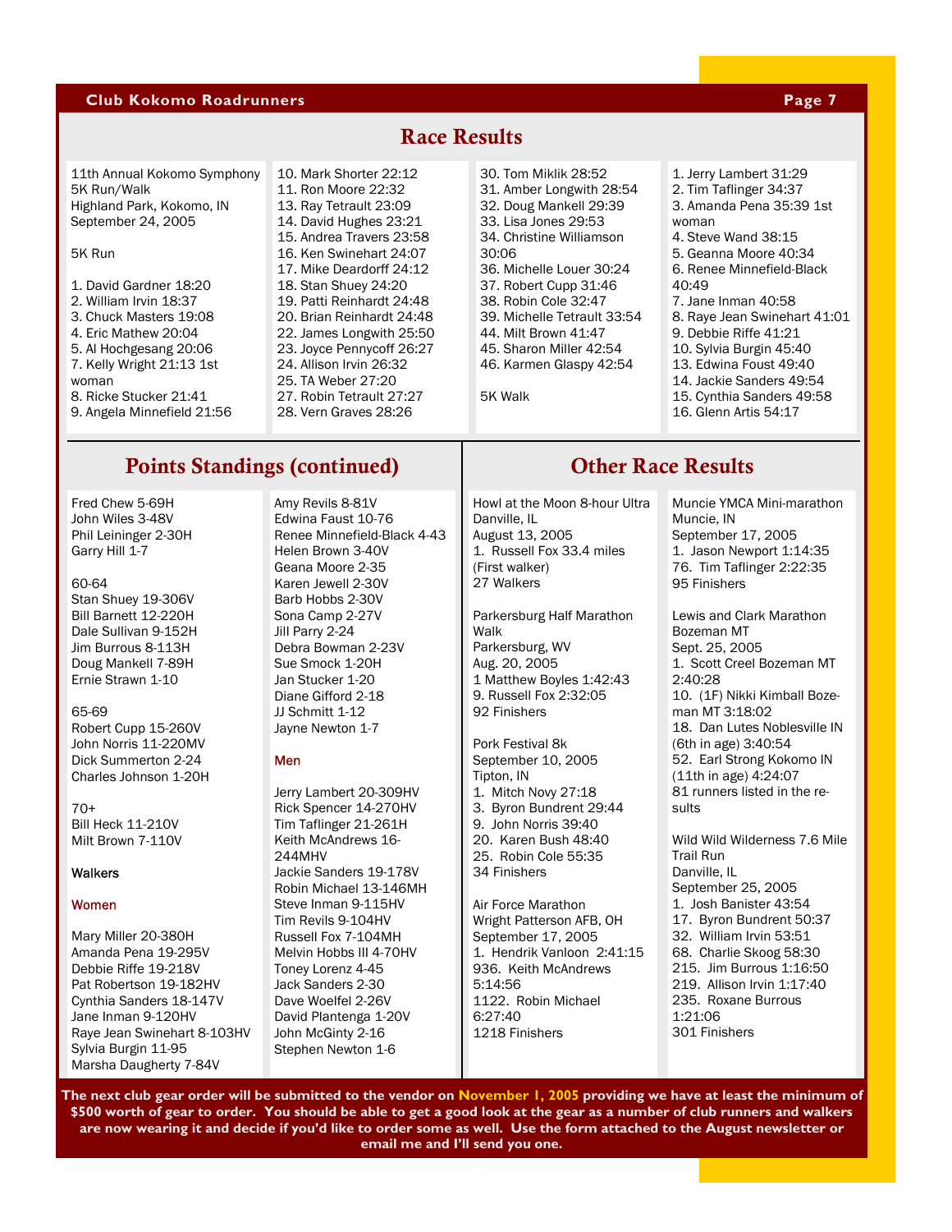## Race Results

11th Annual Kokomo Symphony 5K Run/Walk
Highland Park, Kokomo, IN
September 24, 2005

5K Run

1. David Gardner 18:20
2. William Irvin 18:37
3. Chuck Masters 19:08
4. Eric Mathew 20:04
5. Al Hochgesang 20:06
7. Kelly Wright 21:13 1st woman
8. Ricke Stucker 21:41
9. Angela Minnefield 21:56
10. Mark Shorter 22:12
11. Ron Moore 22:32
13. Ray Tetrault 23:09
14. David Hughes 23:21
15. Andrea Travers 23:58
16. Ken Swinehart 24:07
17. Mike Deardorff 24:12
18. Stan Shuey 24:20
19. Patti Reinhardt 24:48
20. Brian Reinhardt 24:48
22. James Longwith 25:50
23. Joyce Pennycoff 26:27
24. Allison Irvin 26:32
25. TA Weber 27:20
27. Robin Tetrault 27:27
28. Vern Graves 28:26
30. Tom Miklik 28:52
31. Amber Longwith 28:54
32. Doug Mankell 29:39
33. Lisa Jones 29:53
34. Christine Williamson 30:06
36. Michelle Louer 30:24
37. Robert Cupp 31:46
38. Robin Cole 32:47
39. Michelle Tetrault 33:54
44. Milt Brown 41:47
45. Sharon Miller 42:54
46. Karmen Glaspy 42:54

5K Walk

1. Jerry Lambert 31:29
2. Tim Taflinger 34:37
3. Amanda Pena 35:39 1st woman
4. Steve Wand 38:15
5. Geanna Moore 40:34
6. Renee Minnefield-Black 40:49
7. Jane Inman 40:58
8. Raye Jean Swinehart 41:01
9. Debbie Riffe 41:21
10. Sylvia Burgin 45:40
13. Edwina Foust 49:40
14. Jackie Sanders 49:54
15. Cynthia Sanders 49:58
16. Glenn Artis 54:17

## Points Standings (continued)

Fred Chew 5-69H
John Wiles 3-48V
Phil Leininger 2-30H
Garry Hill 1-7

60-64
Stan Shuey 19-306V
Bill Barnett 12-220H
Dale Sullivan 9-152H
Jim Burrous 8-113H
Doug Mankell 7-89H
Ernie Strawn 1-10

65-69
Robert Cupp 15-260V
John Norris 11-220MV
Dick Summerton 2-24
Charles Johnson 1-20H

70+
Bill Heck 11-210V
Milt Brown 7-110V

Walkers

Women

Mary Miller 20-380H
Amanda Pena 19-295V
Debbie Riffe 19-218V
Pat Robertson 19-182HV
Cynthia Sanders 18-147V
Jane Inman 9-120HV
Raye Jean Swinehart 8-103HV
Sylvia Burgin 11-95
Marsha Daugherty 7-84V
Amy Revils 8-81V
Edwina Faust 10-76
Renee Minnefield-Black 4-43
Helen Brown 3-40V
Geana Moore 2-35
Karen Jewell 2-30V
Barb Hobbs 2-30V
Sona Camp 2-27V
Jill Parry 2-24
Debra Bowman 2-23V
Sue Smock 1-20H
Jan Stucker 1-20
Diane Gifford 2-18
JJ Schmitt 1-12
Jayne Newton 1-7

Men

Jerry Lambert 20-309HV
Rick Spencer 14-270HV
Tim Taflinger 21-261H
Keith McAndrews 16-244MHV
Jackie Sanders 19-178V
Robin Michael 13-146MH
Steve Inman 9-115HV
Tim Revils 9-104HV
Russell Fox 7-104MH
Melvin Hobbs III 4-70HV
Toney Lorenz 4-45
Jack Sanders 2-30
Dave Woelfel 2-26V
David Plantenga 1-20V
John McGinty 2-16
Stephen Newton 1-6

## Other Race Results

Howl at the Moon 8-hour Ultra
Danville, IL
August 13, 2005
1. Russell Fox 33.4 miles (First walker)
27 Walkers

Parkersburg Half Marathon Walk
Parkersburg, WV
Aug. 20, 2005
1 Matthew Boyles 1:42:43
9. Russell Fox 2:32:05
92 Finishers

Pork Festival 8k
September 10, 2005
Tipton, IN
1. Mitch Novy 27:18
3. Byron Bundrent 29:44
9. John Norris 39:40
20. Karen Bush 48:40
25. Robin Cole 55:35
34 Finishers

Air Force Marathon
Wright Patterson AFB, OH
September 17, 2005
1. Hendrik Vanloon 2:41:15
936. Keith McAndrews 5:14:56
1122. Robin Michael 6:27:40
1218 Finishers

Muncie YMCA Mini-marathon
Muncie, IN
September 17, 2005
1. Jason Newport 1:14:35
76. Tim Taflinger 2:22:35
95 Finishers

Lewis and Clark Marathon
Bozeman MT
Sept. 25, 2005
1. Scott Creel Bozeman MT 2:40:28
10. (1F) Nikki Kimball Bozeman MT 3:18:02
18. Dan Lutes Noblesville IN (6th in age) 3:40:54
52. Earl Strong Kokomo IN (11th in age) 4:24:07
81 runners listed in the results

Wild Wild Wilderness 7.6 Mile Trail Run
Danville, IL
September 25, 2005
1. Josh Banister 43:54
17. Byron Bundrent 50:37
32. William Irvin 53:51
68. Charlie Skoog 58:30
215. Jim Burrous 1:16:50
219. Allison Irvin 1:17:40
235. Roxane Burrous 1:21:06
301 Finishers

**The next club gear order will be submitted to the vendor on November 1, 2005 providing we have at least the minimum of $500 worth of gear to order. You should be able to get a good look at the gear as a number of club runners and walkers are now wearing it and decide if you'd like to order some as well. Use the form attached to the August newsletter or email me and I'll send you one.**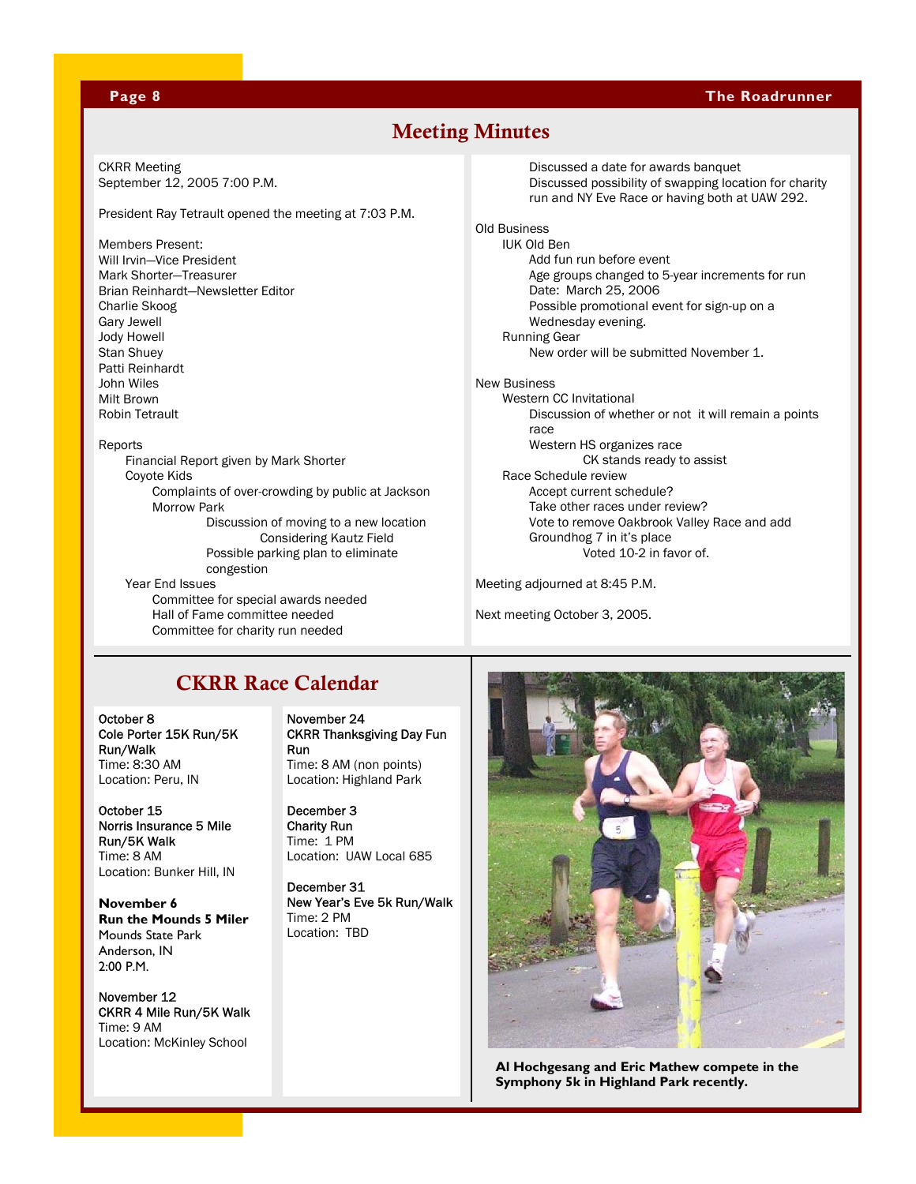## Meeting Minutes

CKRR Meeting
September 12, 2005 7:00 P.M.

President Ray Tetrault opened the meeting at 7:03 P.M.

Members Present:
Will Irvin—Vice President
Mark Shorter—Treasurer
Brian Reinhardt—Newsletter Editor
Charlie Skoog
Gary Jewell
Jody Howell
Stan Shuey
Patti Reinhardt
John Wiles
Milt Brown
Robin Tetrault

Reports
- Financial Report given by Mark Shorter
- Coyote Kids
  - Complaints of over-crowding by public at Jackson Morrow Park
    - Discussion of moving to a new location
      - Considering Kautz Field
    - Possible parking plan to eliminate congestion
- Year End Issues
  - Committee for special awards needed
  - Hall of Fame committee needed
  - Committee for charity run needed
  - Discussed a date for awards banquet
  - Discussed possibility of swapping location for charity run and NY Eve Race or having both at UAW 292.

Old Business
- IUK Old Ben
  - Add fun run before event
  - Age groups changed to 5-year increments for run
  - Date: March 25, 2006
  - Possible promotional event for sign-up on a Wednesday evening.
- Running Gear
  - New order will be submitted November 1.

New Business
- Western CC Invitational
  - Discussion of whether or not it will remain a points race
  - Western HS organizes race
    - CK stands ready to assist
- Race Schedule review
  - Accept current schedule?
  - Take other races under review?
  - Vote to remove Oakbrook Valley Race and add Groundhog 7 in it's place
    - Voted 10-2 in favor of.

Meeting adjourned at 8:45 P.M.

Next meeting October 3, 2005.

## CKRR Race Calendar

**October 8**
**Cole Porter 15K Run/5K Run/Walk**
Time: 8:30 AM
Location: Peru, IN

**October 15**
**Norris Insurance 5 Mile Run/5K Walk**
Time: 8 AM
Location: Bunker Hill, IN

**November 6**
**Run the Mounds 5 Miler**
Mounds State Park
Anderson, IN
2:00 P.M.

**November 12**
**CKRR 4 Mile Run/5K Walk**
Time: 9 AM
Location: McKinley School

**November 24**
**CKRR Thanksgiving Day Fun Run**
Time: 8 AM (non points)
Location: Highland Park

**December 3**
**Charity Run**
Time: 1 PM
Location: UAW Local 685

**December 31**
**New Year's Eve 5k Run/Walk**
Time: 2 PM
Location: TBD

**Al Hochgesang and Eric Mathew compete in the Symphony 5k in Highland Park recently.**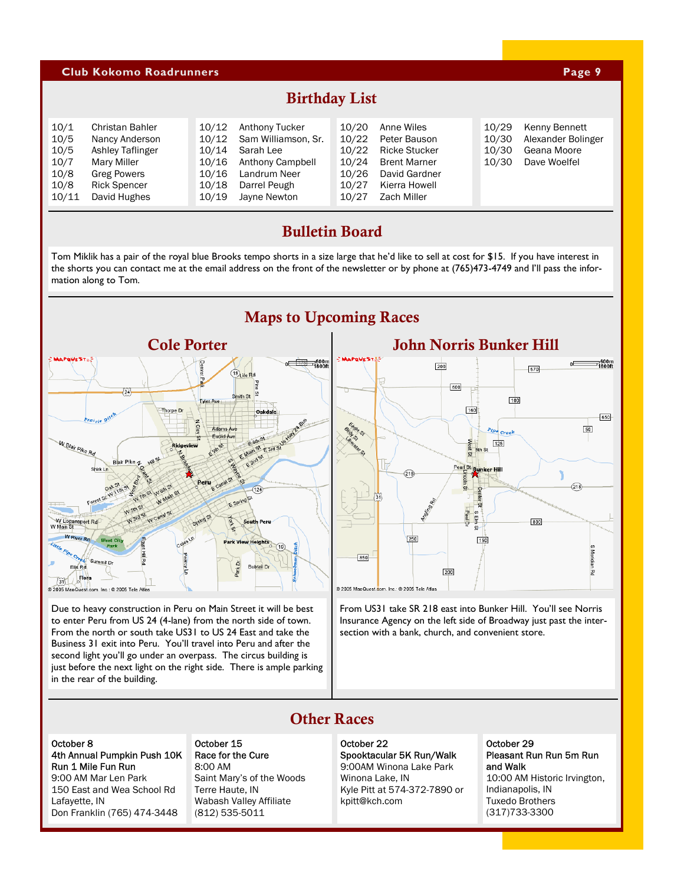## Birthday List

| | |
|---|---|
| 10/1 | Christan Bahler |
| 10/5 | Nancy Anderson |
| 10/5 | Ashley Taflinger |
| 10/7 | Mary Miller |
| 10/8 | Greg Powers |
| 10/8 | Rick Spencer |
| 10/11 | David Hughes |
| 10/12 | Anthony Tucker |
| 10/12 | Sam Williamson, Sr. |
| 10/14 | Sarah Lee |
| 10/16 | Anthony Campbell |
| 10/16 | Landrum Neer |
| 10/18 | Darrel Peugh |
| 10/19 | Jayne Newton |
| 10/20 | Anne Wiles |
| 10/22 | Peter Bauson |
| 10/22 | Ricke Stucker |
| 10/24 | Brent Marner |
| 10/26 | David Gardner |
| 10/27 | Kierra Howell |
| 10/27 | Zach Miller |
| 10/29 | Kenny Bennett |
| 10/30 | Alexander Bolinger |
| 10/30 | Geana Moore |
| 10/30 | Dave Woelfel |

## Bulletin Board

Tom Miklik has a pair of the royal blue Brooks tempo shorts in a size large that he'd like to sell at cost for $15. If you have interest in the shorts you can contact me at the email address on the front of the newsletter or by phone at (765)473-4749 and I'll pass the information along to Tom.

## Maps to Upcoming Races

### Cole Porter

Due to heavy construction in Peru on Main Street it will be best to enter Peru from US 24 (4-lane) from the north side of town. From the north or south take US31 to US 24 East and take the Business 31 exit into Peru. You'll travel into Peru and after the second light you'll go under an overpass. The circus building is just before the next light on the right side. There is ample parking in the rear of the building.

### John Norris Bunker Hill

From US31 take SR 218 east into Bunker Hill. You'll see Norris Insurance Agency on the left side of Broadway just past the intersection with a bank, church, and convenient store.

## Other Races

October 8
**4th Annual Pumpkin Push 10K Run 1 Mile Fun Run**
9:00 AM Mar Len Park
150 East and Wea School Rd
Lafayette, IN
Don Franklin (765) 474-3448

October 15
**Race for the Cure**
8:00 AM
Saint Mary's of the Woods
Terre Haute, IN
Wabash Valley Affiliate
(812) 535-5011

October 22
**Spooktacular 5K Run/Walk**
9:00AM Winona Lake Park
Winona Lake, IN
Kyle Pitt at 574-372-7890 or kpitt@kch.com

October 29
**Pleasant Run Run 5m Run and Walk**
10:00 AM Historic Irvington, Indianapolis, IN
Tuxedo Brothers
(317)733-3300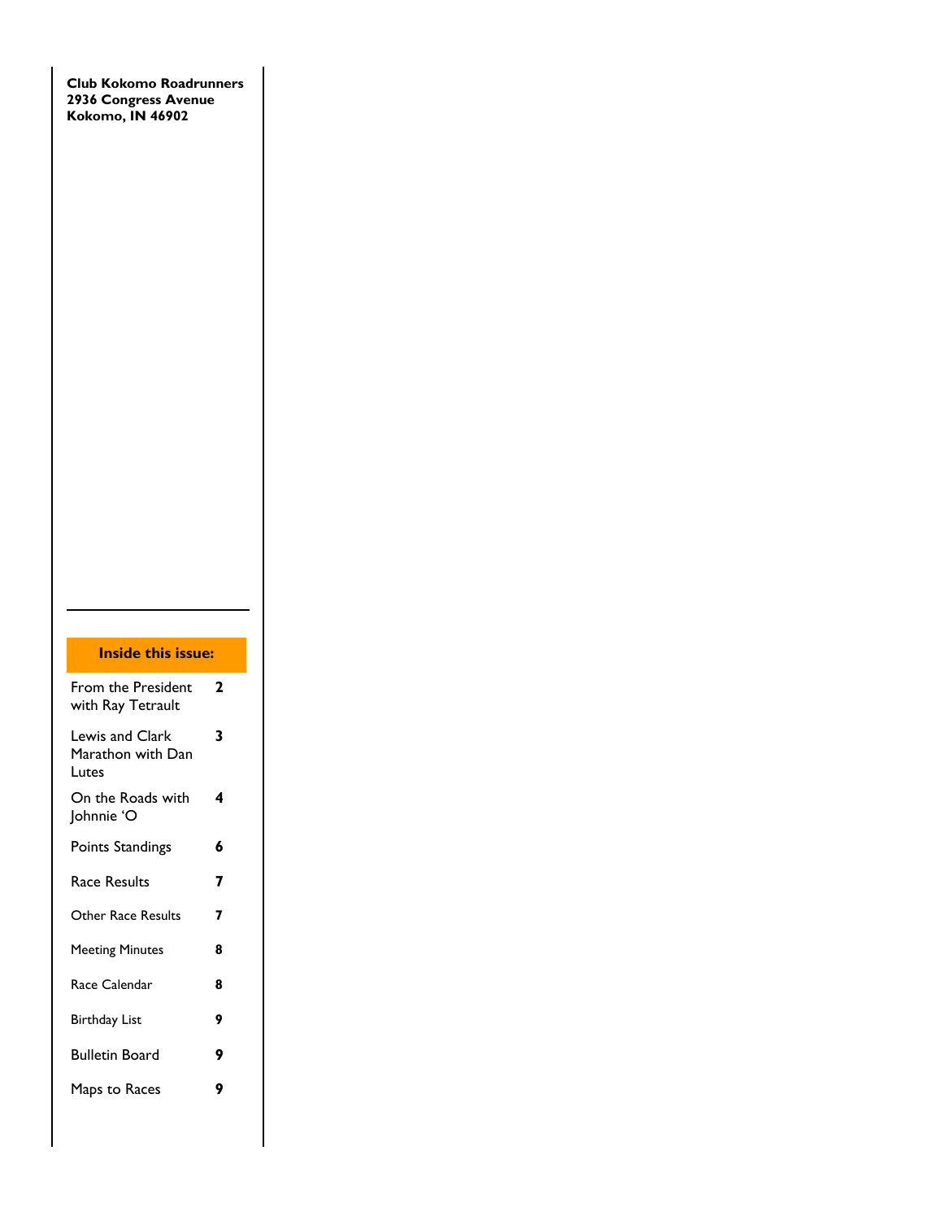**Club Kokomo Roadrunners**
**2936 Congress Avenue**
**Kokomo, IN 46902**

**Inside this issue:**

| | |
|---|---|
| From the President with Ray Tetrault | **2** |
| Lewis and Clark Marathon with Dan Lutes | **3** |
| On the Roads with Johnnie 'O | **4** |
| Points Standings | **6** |
| Race Results | **7** |
| Other Race Results | **7** |
| Meeting Minutes | **8** |
| Race Calendar | **8** |
| Birthday List | **9** |
| Bulletin Board | **9** |
| Maps to Races | **9** |